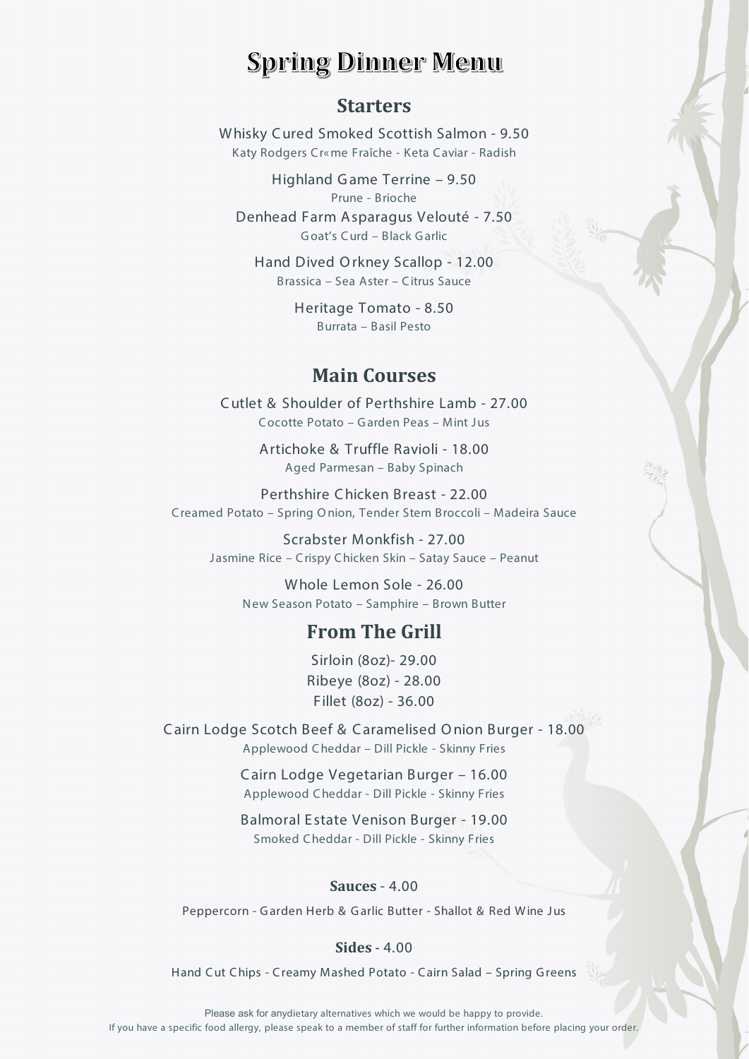# Spring Dinner Menu

## Starters

Whisky Cured Smoked Scottish Salmon - 9.50
Katy Rodgers Cr«me Fraîche - Keta Caviar - Radish

Highland Game Terrine – 9.50
Prune - Brioche

Denhead Farm Asparagus Velouté - 7.50
Goat's Curd – Black Garlic

Hand Dived Orkney Scallop - 12.00
Brassica – Sea Aster – Citrus Sauce

Heritage Tomato - 8.50
Burrata – Basil Pesto

## Main Courses

Cutlet & Shoulder of Perthshire Lamb - 27.00
Cocotte Potato – Garden Peas – Mint Jus

Artichoke & Truffle Ravioli - 18.00
Aged Parmesan – Baby Spinach

Perthshire Chicken Breast - 22.00
Creamed Potato – Spring Onion, Tender Stem Broccoli – Madeira Sauce

Scrabster Monkfish - 27.00
Jasmine Rice – Crispy Chicken Skin – Satay Sauce – Peanut

Whole Lemon Sole - 26.00
New Season Potato – Samphire – Brown Butter

## From The Grill

Sirloin (8oz)- 29.00
Ribeye (8oz) - 28.00
Fillet (8oz) - 36.00

Cairn Lodge Scotch Beef & Caramelised Onion Burger - 18.00
Applewood Cheddar – Dill Pickle - Skinny Fries

Cairn Lodge Vegetarian Burger – 16.00
Applewood Cheddar - Dill Pickle - Skinny Fries

Balmoral Estate Venison Burger - 19.00
Smoked Cheddar - Dill Pickle - Skinny Fries

**Sauces** - 4.00

Peppercorn - Garden Herb & Garlic Butter - Shallot & Red Wine Jus

**Sides** - 4.00

Hand Cut Chips - Creamy Mashed Potato - Cairn Salad – Spring Greens

Please ask for anydietary alternatives which we would be happy to provide.
If you have a specific food allergy, please speak to a member of staff for further information before placing your order.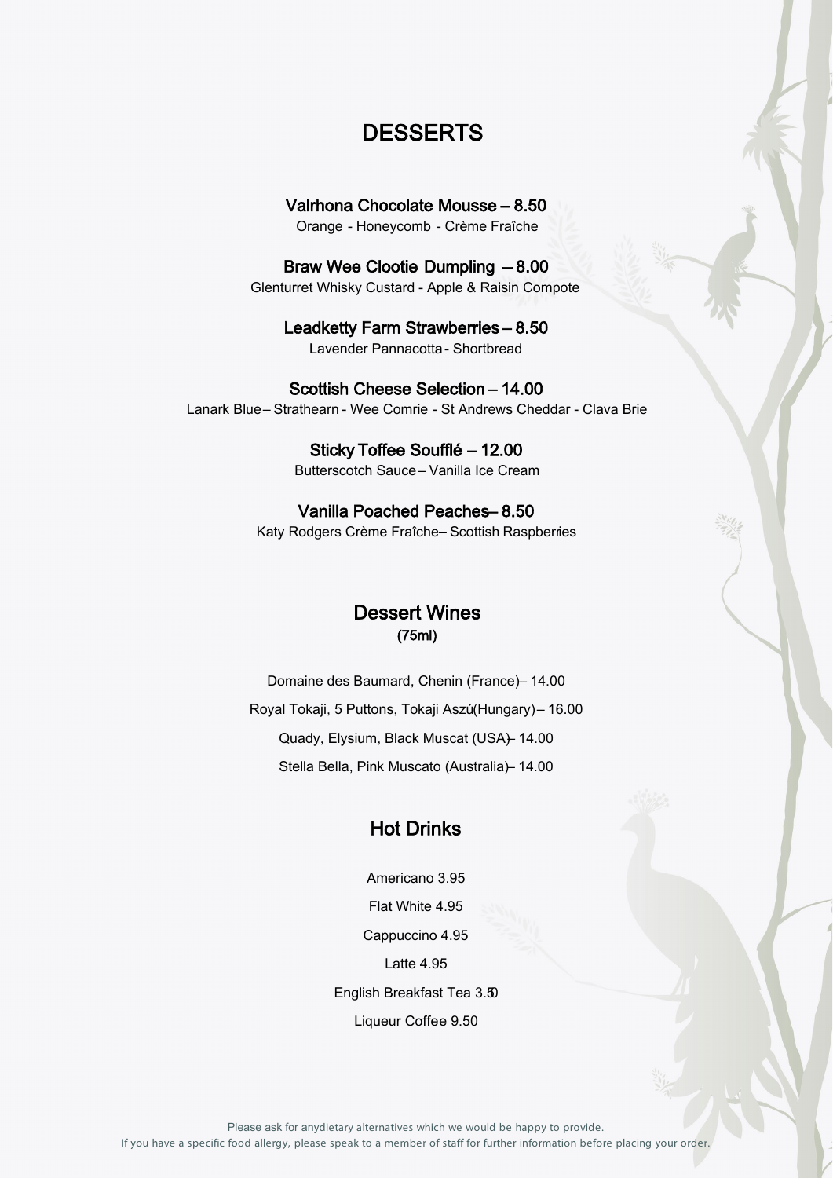# DESSERTS

**Valrhona Chocolate Mousse – 8.50**
Orange - Honeycomb - Crème Fraîche

**Braw Wee Clootie Dumpling – 8.00**
Glenturret Whisky Custard - Apple & Raisin Compote

**Leadketty Farm Strawberries – 8.50**
Lavender Pannacotta - Shortbread

**Scottish Cheese Selection – 14.00**
Lanark Blue – Strathearn - Wee Comrie - St Andrews Cheddar - Clava Brie

**Sticky Toffee Soufflé – 12.00**
Butterscotch Sauce – Vanilla Ice Cream

**Vanilla Poached Peaches – 8.50**
Katy Rodgers Crème Fraîche – Scottish Raspberries

## Dessert Wines

(75ml)

Domaine des Baumard, Chenin (France) – 14.00

Royal Tokaji, 5 Puttons, Tokaji Aszú (Hungary) – 16.00

Quady, Elysium, Black Muscat (USA) – 14.00

Stella Bella, Pink Muscato (Australia) – 14.00

## Hot Drinks

Americano 3.95

Flat White 4.95

Cappuccino 4.95

Latte 4.95

English Breakfast Tea 3.50

Liqueur Coffee 9.50

Please ask for any dietary alternatives which we would be happy to provide.
If you have a specific food allergy, please speak to a member of staff for further information before placing your order.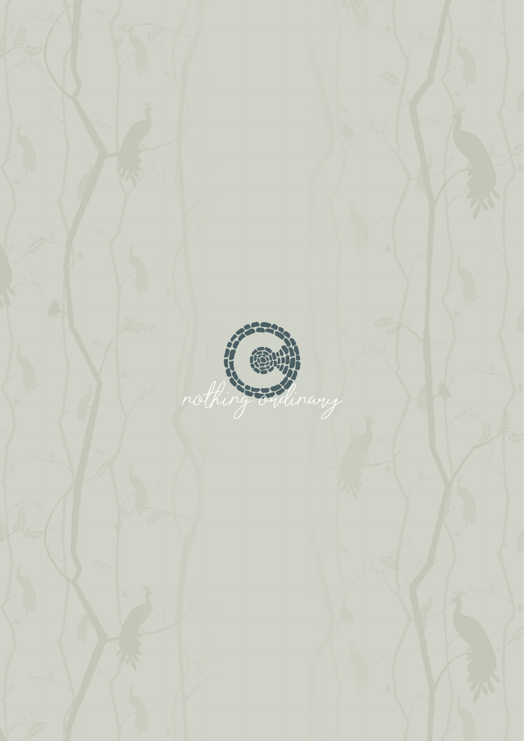nothing ordinary